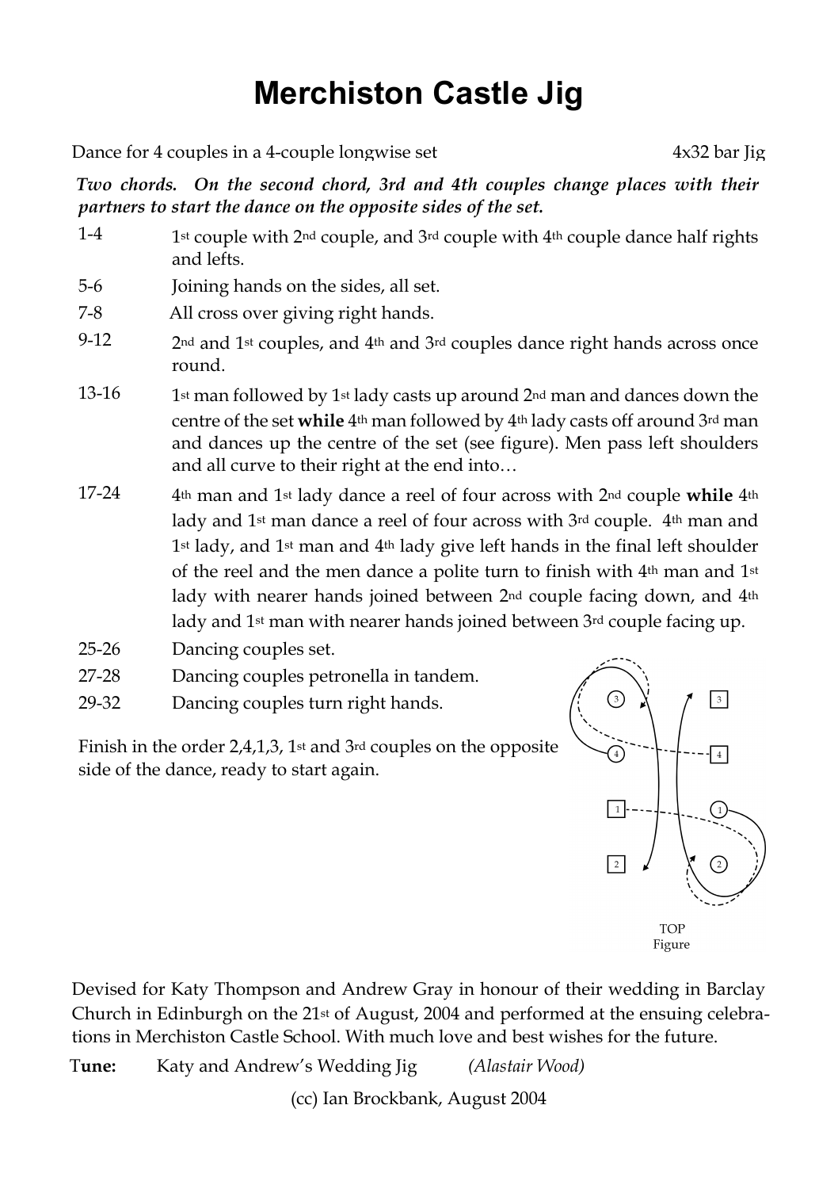# Merchiston Castle Jig

Dance for 4 couples in a 4-couple longwise set — 4x32 bar Jig

***Two chords. On the second chord, 3rd and 4th couples change places with their partners to start the dance on the opposite sides of the set.***

| | |
|---|---|
| 1-4 | 1st couple with 2nd couple, and 3rd couple with 4th couple dance half rights and lefts. |
| 5-6 | Joining hands on the sides, all set. |
| 7-8 | All cross over giving right hands. |
| 9-12 | 2nd and 1st couples, and 4th and 3rd couples dance right hands across once round. |
| 13-16 | 1st man followed by 1st lady casts up around 2nd man and dances down the centre of the set **while** 4th man followed by 4th lady casts off around 3rd man and dances up the centre of the set (see figure). Men pass left shoulders and all curve to their right at the end into… |
| 17-24 | 4th man and 1st lady dance a reel of four across with 2nd couple **while** 4th lady and 1st man dance a reel of four across with 3rd couple. 4th man and 1st lady, and 1st man and 4th lady give left hands in the final left shoulder of the reel and the men dance a polite turn to finish with 4th man and 1st lady with nearer hands joined between 2nd couple facing down, and 4th lady and 1st man with nearer hands joined between 3rd couple facing up. |
| 25-26 | Dancing couples set. |
| 27-28 | Dancing couples petronella in tandem. |
| 29-32 | Dancing couples turn right hands. |

Finish in the order 2,4,1,3, 1st and 3rd couples on the opposite side of the dance, ready to start again.

TOP
Figure

Devised for Katy Thompson and Andrew Gray in honour of their wedding in Barclay Church in Edinburgh on the 21st of August, 2004 and performed at the ensuing celebrations in Merchiston Castle School. With much love and best wishes for the future.

**Tune:** Katy and Andrew's Wedding Jig *(Alastair Wood)*

(cc) Ian Brockbank, August 2004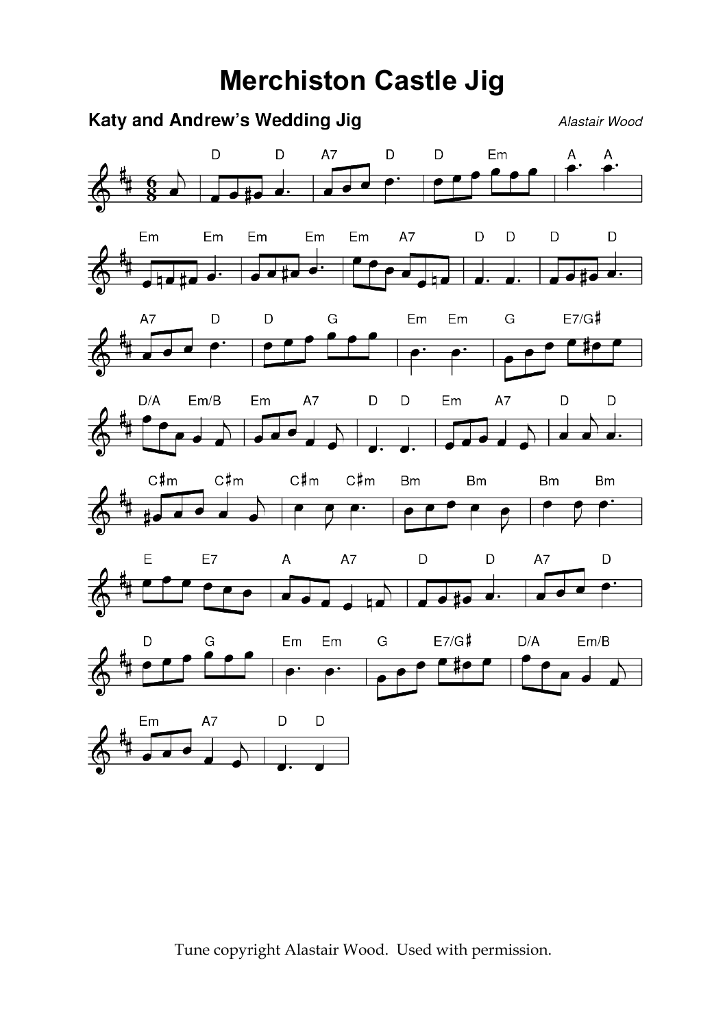# Merchiston Castle Jig

**Katy and Andrew's Wedding Jig**

*Alastair Wood*

Tune copyright Alastair Wood. Used with permission.